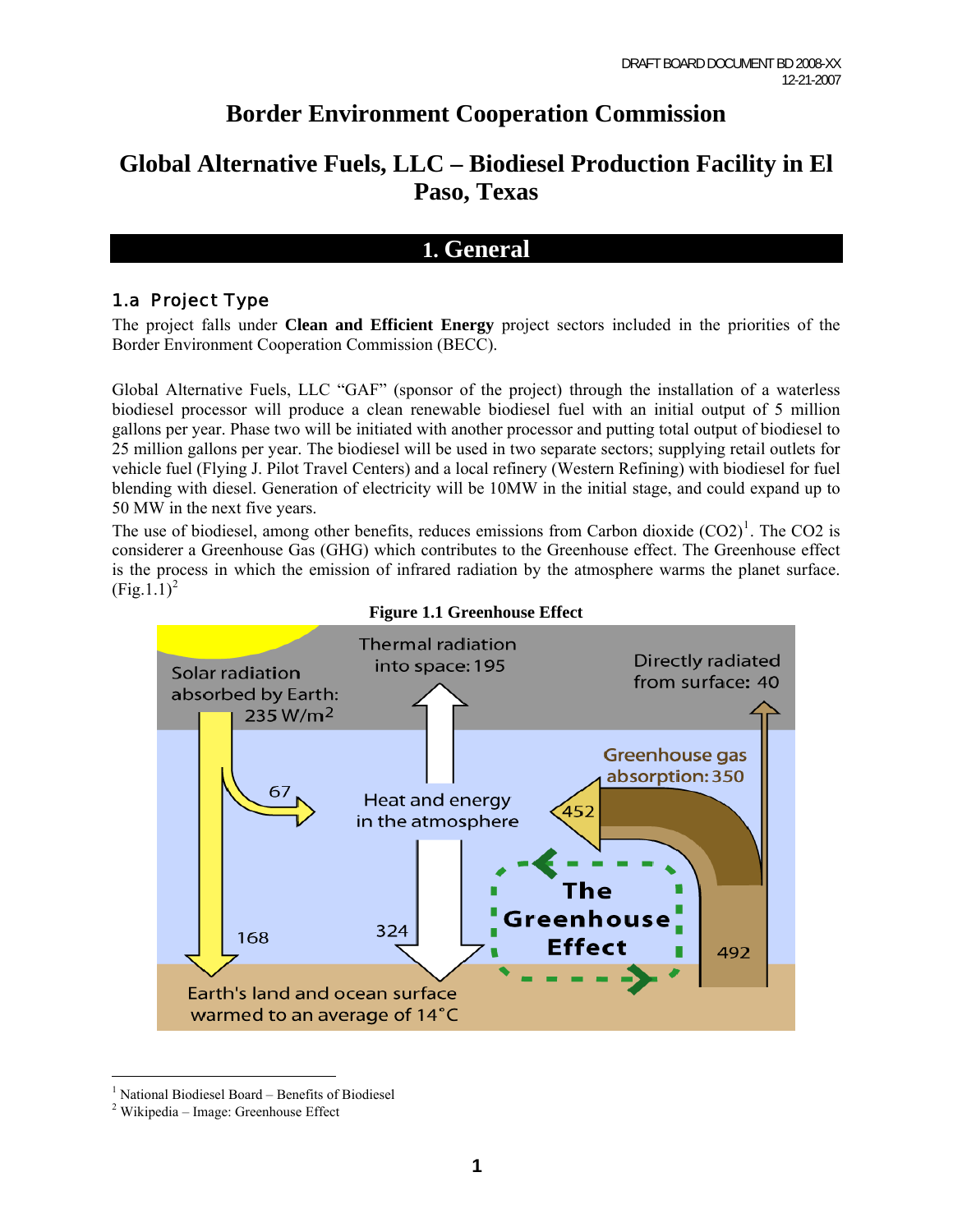DRAFT BOARD DOCUMENT BD 2008-XX
12-21-2007

# Border Environment Cooperation Commission

# Global Alternative Fuels, LLC – Biodiesel Production Facility in El Paso, Texas

## 1. General

### 1.a Project Type

The project falls under **Clean and Efficient Energy** project sectors included in the priorities of the Border Environment Cooperation Commission (BECC).

Global Alternative Fuels, LLC "GAF" (sponsor of the project) through the installation of a waterless biodiesel processor will produce a clean renewable biodiesel fuel with an initial output of 5 million gallons per year. Phase two will be initiated with another processor and putting total output of biodiesel to 25 million gallons per year. The biodiesel will be used in two separate sectors; supplying retail outlets for vehicle fuel (Flying J. Pilot Travel Centers) and a local refinery (Western Refining) with biodiesel for fuel blending with diesel. Generation of electricity will be 10MW in the initial stage, and could expand up to 50 MW in the next five years.

The use of biodiesel, among other benefits, reduces emissions from Carbon dioxide ($CO_2$)[1]. The $CO_2$ is considerer a Greenhouse Gas (GHG) which contributes to the Greenhouse effect. The Greenhouse effect is the process in which the emission of infrared radiation by the atmosphere warms the planet surface. (Fig.1.1)[2]

**Figure 1.1 Greenhouse Effect**

---

[1] National Biodiesel Board – Benefits of Biodiesel

[2] Wikipedia – Image: Greenhouse Effect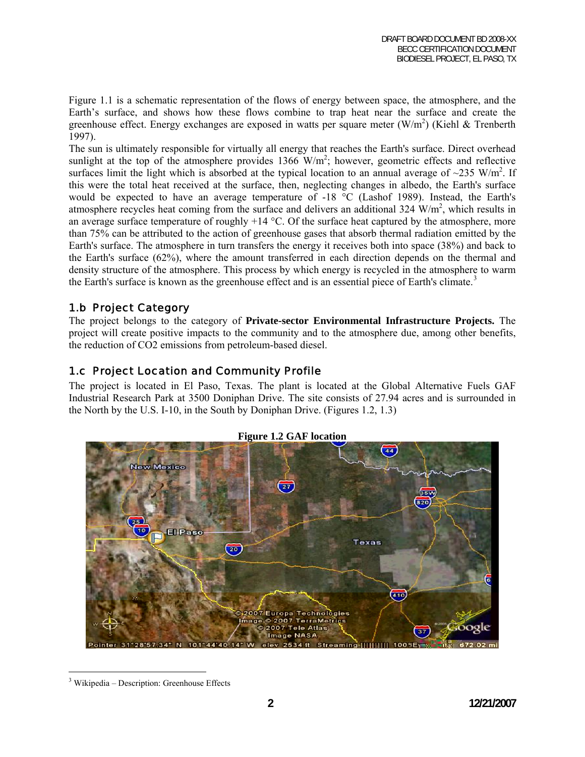Figure 1.1 is a schematic representation of the flows of energy between space, the atmosphere, and the Earth's surface, and shows how these flows combine to trap heat near the surface and create the greenhouse effect. Energy exchanges are exposed in watts per square meter ($W/m^2$) (Kiehl & Trenberth 1997).

The sun is ultimately responsible for virtually all energy that reaches the Earth's surface. Direct overhead sunlight at the top of the atmosphere provides 1366 $W/m^2$; however, geometric effects and reflective surfaces limit the light which is absorbed at the typical location to an annual average of ~235 $W/m^2$. If this were the total heat received at the surface, then, neglecting changes in albedo, the Earth's surface would be expected to have an average temperature of -18 °C (Lashof 1989). Instead, the Earth's atmosphere recycles heat coming from the surface and delivers an additional 324 $W/m^2$, which results in an average surface temperature of roughly +14 °C. Of the surface heat captured by the atmosphere, more than 75% can be attributed to the action of greenhouse gases that absorb thermal radiation emitted by the Earth's surface. The atmosphere in turn transfers the energy it receives both into space (38%) and back to the Earth's surface (62%), where the amount transferred in each direction depends on the thermal and density structure of the atmosphere. This process by which energy is recycled in the atmosphere to warm the Earth's surface is known as the greenhouse effect and is an essential piece of Earth's climate.[3]

## 1.b Project Category

The project belongs to the category of **Private-sector Environmental Infrastructure Projects.** The project will create positive impacts to the community and to the atmosphere due, among other benefits, the reduction of CO2 emissions from petroleum-based diesel.

## 1.c Project Location and Community Profile

The project is located in El Paso, Texas. The plant is located at the Global Alternative Fuels GAF Industrial Research Park at 3500 Doniphan Drive. The site consists of 27.94 acres and is surrounded in the North by the U.S. I-10, in the South by Doniphan Drive. (Figures 1.2, 1.3)

**Figure 1.2 GAF location**

---

[3] Wikipedia – Description: Greenhouse Effects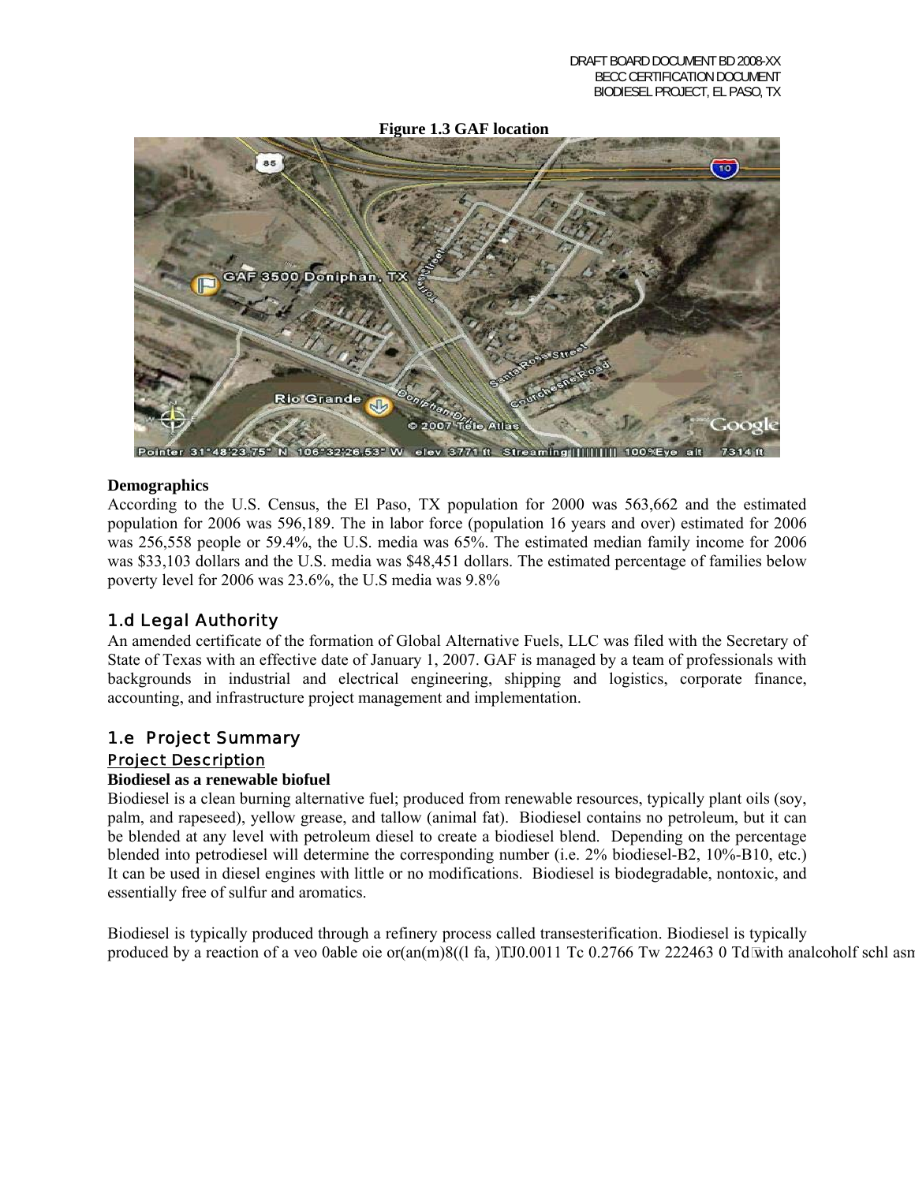**Figure 1.3 GAF location**

**Demographics**
According to the U.S. Census, the El Paso, TX population for 2000 was 563,662 and the estimated population for 2006 was 596,189. The in labor force (population 16 years and over) estimated for 2006 was 256,558 people or 59.4%, the U.S. media was 65%. The estimated median family income for 2006 was $33,103 dollars and the U.S. media was $48,451 dollars. The estimated percentage of families below poverty level for 2006 was 23.6%, the U.S media was 9.8%

## 1.d Legal Authority

An amended certificate of the formation of Global Alternative Fuels, LLC was filed with the Secretary of State of Texas with an effective date of January 1, 2007. GAF is managed by a team of professionals with backgrounds in industrial and electrical engineering, shipping and logistics, corporate finance, accounting, and infrastructure project management and implementation.

## 1.e Project Summary

### Project Description

**Biodiesel as a renewable biofuel**
Biodiesel is a clean burning alternative fuel; produced from renewable resources, typically plant oils (soy, palm, and rapeseed), yellow grease, and tallow (animal fat). Biodiesel contains no petroleum, but it can be blended at any level with petroleum diesel to create a biodiesel blend. Depending on the percentage blended into petrodiesel will determine the corresponding number (i.e. 2% biodiesel-B2, 10%-B10, etc.) It can be used in diesel engines with little or no modifications. Biodiesel is biodegradable, nontoxic, and essentially free of sulfur and aromatics.

Biodiesel is typically produced through a refinery process called transesterification. Biodiesel is typically produced by a reaction of a veo 0able oie or(an(m)8((l fa, )TJ0.0011 Tc 0.2766 Tw 222463 0 Td with analcoholf schl asm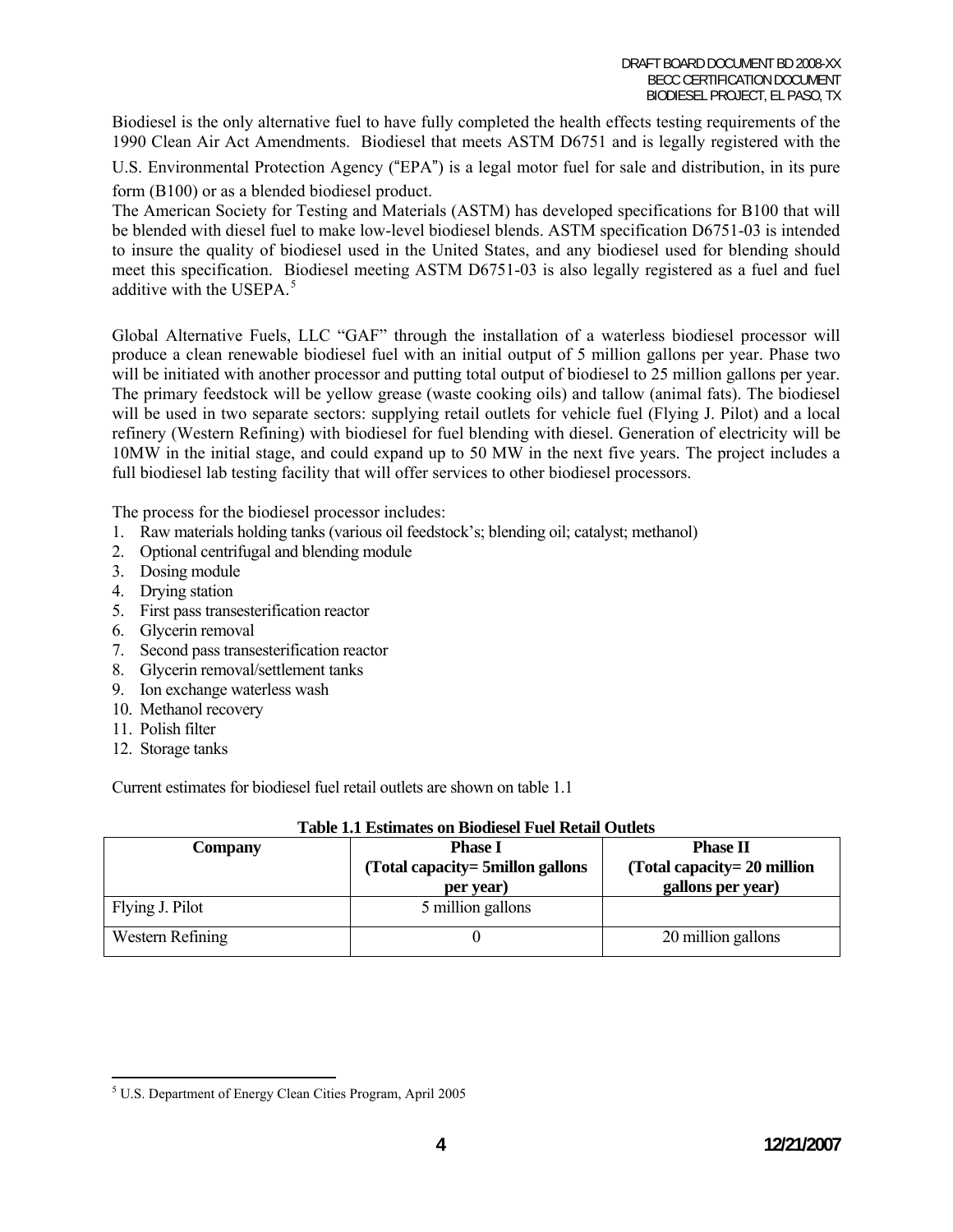Biodiesel is the only alternative fuel to have fully completed the health effects testing requirements of the 1990 Clean Air Act Amendments. Biodiesel that meets ASTM D6751 and is legally registered with the U.S. Environmental Protection Agency ("EPA") is a legal motor fuel for sale and distribution, in its pure form (B100) or as a blended biodiesel product.

The American Society for Testing and Materials (ASTM) has developed specifications for B100 that will be blended with diesel fuel to make low-level biodiesel blends. ASTM specification D6751-03 is intended to insure the quality of biodiesel used in the United States, and any biodiesel used for blending should meet this specification. Biodiesel meeting ASTM D6751-03 is also legally registered as a fuel and fuel additive with the USEPA.[5]

Global Alternative Fuels, LLC "GAF" through the installation of a waterless biodiesel processor will produce a clean renewable biodiesel fuel with an initial output of 5 million gallons per year. Phase two will be initiated with another processor and putting total output of biodiesel to 25 million gallons per year. The primary feedstock will be yellow grease (waste cooking oils) and tallow (animal fats). The biodiesel will be used in two separate sectors: supplying retail outlets for vehicle fuel (Flying J. Pilot) and a local refinery (Western Refining) with biodiesel for fuel blending with diesel. Generation of electricity will be 10MW in the initial stage, and could expand up to 50 MW in the next five years. The project includes a full biodiesel lab testing facility that will offer services to other biodiesel processors.

The process for the biodiesel processor includes:

1. Raw materials holding tanks (various oil feedstock's; blending oil; catalyst; methanol)
2. Optional centrifugal and blending module
3. Dosing module
4. Drying station
5. First pass transesterification reactor
6. Glycerin removal
7. Second pass transesterification reactor
8. Glycerin removal/settlement tanks
9. Ion exchange waterless wash
10. Methanol recovery
11. Polish filter
12. Storage tanks

Current estimates for biodiesel fuel retail outlets are shown on table 1.1

**Table 1.1 Estimates on Biodiesel Fuel Retail Outlets**

| Company | Phase I (Total capacity= 5millon gallons per year) | Phase II (Total capacity= 20 million gallons per year) |
|---|---|---|
| Flying J. Pilot | 5 million gallons | |
| Western Refining | 0 | 20 million gallons |

[5] U.S. Department of Energy Clean Cities Program, April 2005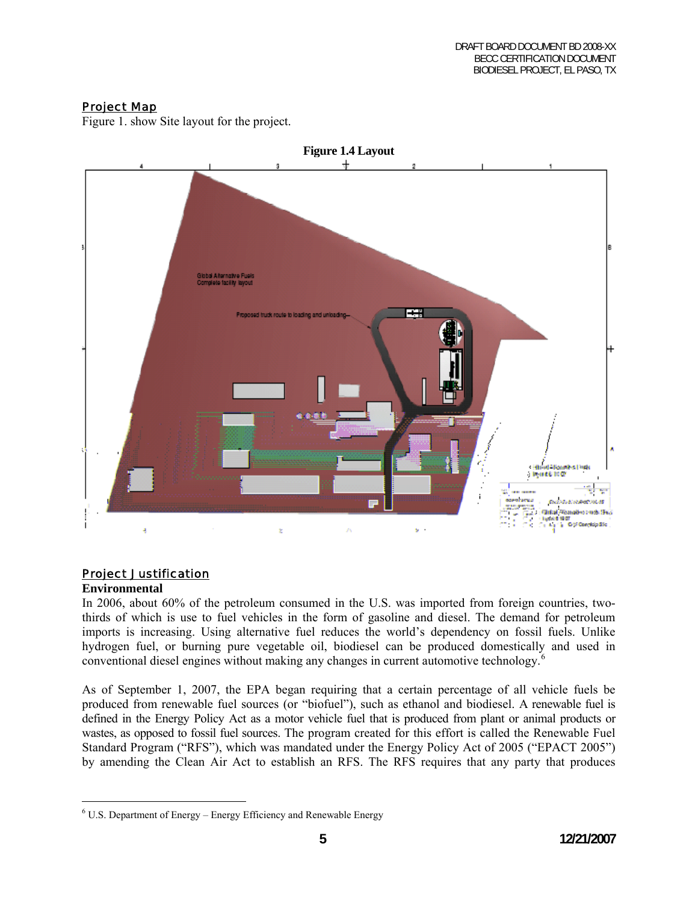## Project Map

Figure 1. show Site layout for the project.

**Figure 1.4 Layout**

## Project Justification

**Environmental**

In 2006, about 60% of the petroleum consumed in the U.S. was imported from foreign countries, two-thirds of which is use to fuel vehicles in the form of gasoline and diesel. The demand for petroleum imports is increasing. Using alternative fuel reduces the world's dependency on fossil fuels. Unlike hydrogen fuel, or burning pure vegetable oil, biodiesel can be produced domestically and used in conventional diesel engines without making any changes in current automotive technology.[6]

As of September 1, 2007, the EPA began requiring that a certain percentage of all vehicle fuels be produced from renewable fuel sources (or "biofuel"), such as ethanol and biodiesel. A renewable fuel is defined in the Energy Policy Act as a motor vehicle fuel that is produced from plant or animal products or wastes, as opposed to fossil fuel sources. The program created for this effort is called the Renewable Fuel Standard Program ("RFS"), which was mandated under the Energy Policy Act of 2005 ("EPACT 2005") by amending the Clean Air Act to establish an RFS. The RFS requires that any party that produces

[6] U.S. Department of Energy – Energy Efficiency and Renewable Energy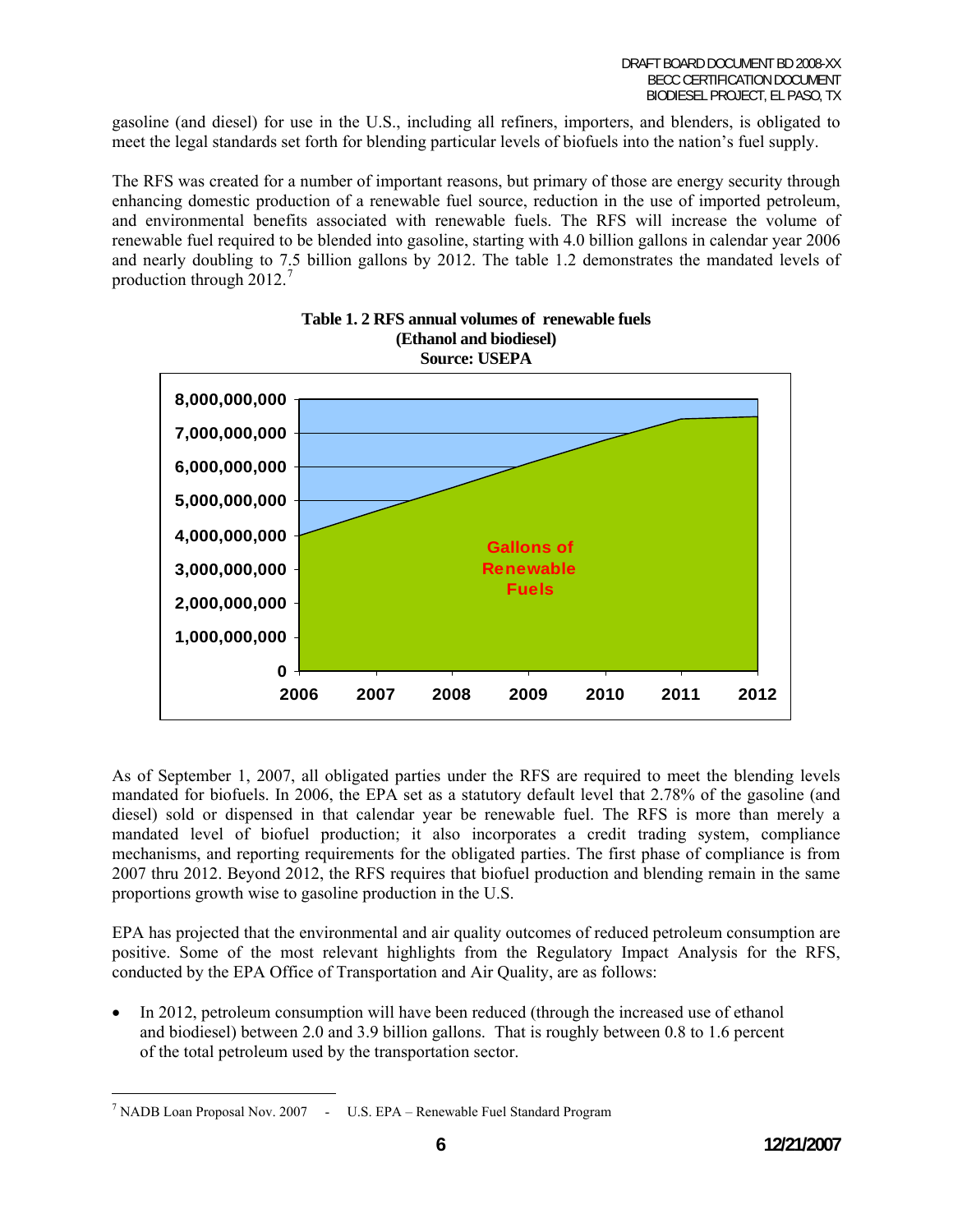gasoline (and diesel) for use in the U.S., including all refiners, importers, and blenders, is obligated to meet the legal standards set forth for blending particular levels of biofuels into the nation's fuel supply.

The RFS was created for a number of important reasons, but primary of those are energy security through enhancing domestic production of a renewable fuel source, reduction in the use of imported petroleum, and environmental benefits associated with renewable fuels. The RFS will increase the volume of renewable fuel required to be blended into gasoline, starting with 4.0 billion gallons in calendar year 2006 and nearly doubling to 7.5 billion gallons by 2012. The table 1.2 demonstrates the mandated levels of production through 2012.[7]

**Table 1. 2 RFS annual volumes of renewable fuels (Ethanol and biodiesel) Source: USEPA**

As of September 1, 2007, all obligated parties under the RFS are required to meet the blending levels mandated for biofuels. In 2006, the EPA set as a statutory default level that 2.78% of the gasoline (and diesel) sold or dispensed in that calendar year be renewable fuel. The RFS is more than merely a mandated level of biofuel production; it also incorporates a credit trading system, compliance mechanisms, and reporting requirements for the obligated parties. The first phase of compliance is from 2007 thru 2012. Beyond 2012, the RFS requires that biofuel production and blending remain in the same proportions growth wise to gasoline production in the U.S.

EPA has projected that the environmental and air quality outcomes of reduced petroleum consumption are positive. Some of the most relevant highlights from the Regulatory Impact Analysis for the RFS, conducted by the EPA Office of Transportation and Air Quality, are as follows:

- In 2012, petroleum consumption will have been reduced (through the increased use of ethanol and biodiesel) between 2.0 and 3.9 billion gallons. That is roughly between 0.8 to 1.6 percent of the total petroleum used by the transportation sector.

[7] NADB Loan Proposal Nov. 2007 - U.S. EPA – Renewable Fuel Standard Program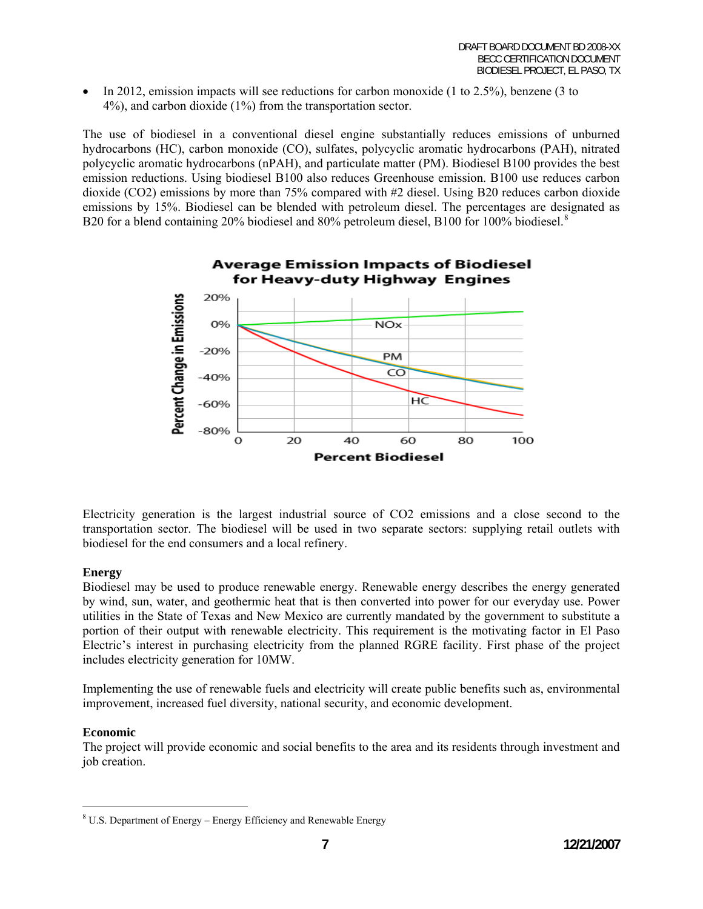- In 2012, emission impacts will see reductions for carbon monoxide (1 to 2.5%), benzene (3 to 4%), and carbon dioxide (1%) from the transportation sector.

The use of biodiesel in a conventional diesel engine substantially reduces emissions of unburned hydrocarbons (HC), carbon monoxide (CO), sulfates, polycyclic aromatic hydrocarbons (PAH), nitrated polycyclic aromatic hydrocarbons (nPAH), and particulate matter (PM). Biodiesel B100 provides the best emission reductions. Using biodiesel B100 also reduces Greenhouse emission. B100 use reduces carbon dioxide ($CO_2$) emissions by more than 75% compared with #2 diesel. Using B20 reduces carbon dioxide emissions by 15%. Biodiesel can be blended with petroleum diesel. The percentages are designated as B20 for a blend containing 20% biodiesel and 80% petroleum diesel, B100 for 100% biodiesel.[8]

**Average Emission Impacts of Biodiesel for Heavy-duty Highway Engines**

Electricity generation is the largest industrial source of $CO_2$ emissions and a close second to the transportation sector. The biodiesel will be used in two separate sectors: supplying retail outlets with biodiesel for the end consumers and a local refinery.

**Energy**

Biodiesel may be used to produce renewable energy. Renewable energy describes the energy generated by wind, sun, water, and geothermic heat that is then converted into power for our everyday use. Power utilities in the State of Texas and New Mexico are currently mandated by the government to substitute a portion of their output with renewable electricity. This requirement is the motivating factor in El Paso Electric's interest in purchasing electricity from the planned RGRE facility. First phase of the project includes electricity generation for 10MW.

Implementing the use of renewable fuels and electricity will create public benefits such as, environmental improvement, increased fuel diversity, national security, and economic development.

**Economic**

The project will provide economic and social benefits to the area and its residents through investment and job creation.

---

[8] U.S. Department of Energy – Energy Efficiency and Renewable Energy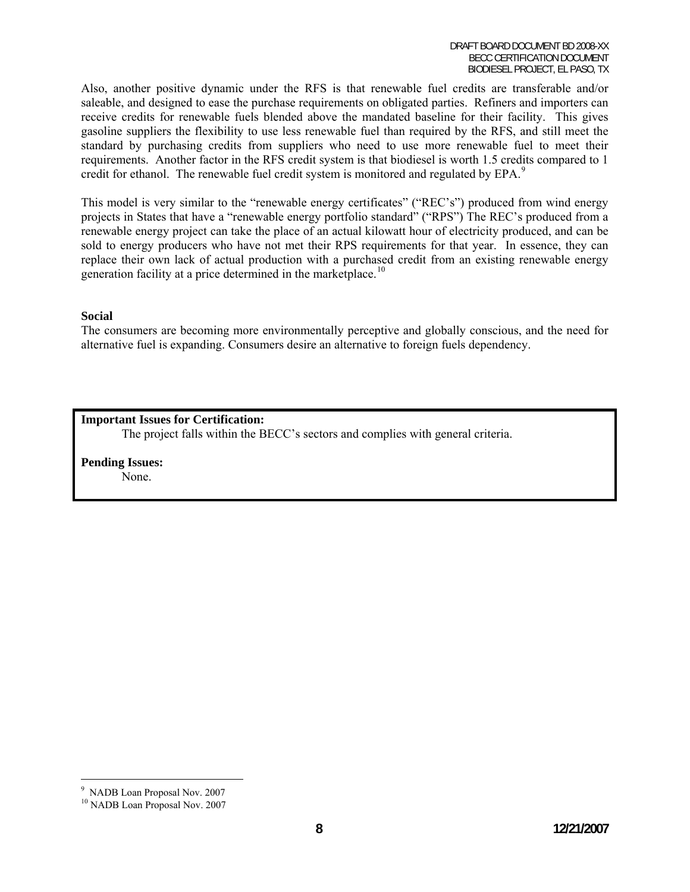Also, another positive dynamic under the RFS is that renewable fuel credits are transferable and/or saleable, and designed to ease the purchase requirements on obligated parties. Refiners and importers can receive credits for renewable fuels blended above the mandated baseline for their facility. This gives gasoline suppliers the flexibility to use less renewable fuel than required by the RFS, and still meet the standard by purchasing credits from suppliers who need to use more renewable fuel to meet their requirements. Another factor in the RFS credit system is that biodiesel is worth 1.5 credits compared to 1 credit for ethanol. The renewable fuel credit system is monitored and regulated by EPA.[9]

This model is very similar to the "renewable energy certificates" ("REC's") produced from wind energy projects in States that have a "renewable energy portfolio standard" ("RPS") The REC's produced from a renewable energy project can take the place of an actual kilowatt hour of electricity produced, and can be sold to energy producers who have not met their RPS requirements for that year. In essence, they can replace their own lack of actual production with a purchased credit from an existing renewable energy generation facility at a price determined in the marketplace.[10]

**Social**

The consumers are becoming more environmentally perceptive and globally conscious, and the need for alternative fuel is expanding. Consumers desire an alternative to foreign fuels dependency.

**Important Issues for Certification:**

The project falls within the BECC's sectors and complies with general criteria.

**Pending Issues:**

None.

---

[9] NADB Loan Proposal Nov. 2007

[10] NADB Loan Proposal Nov. 2007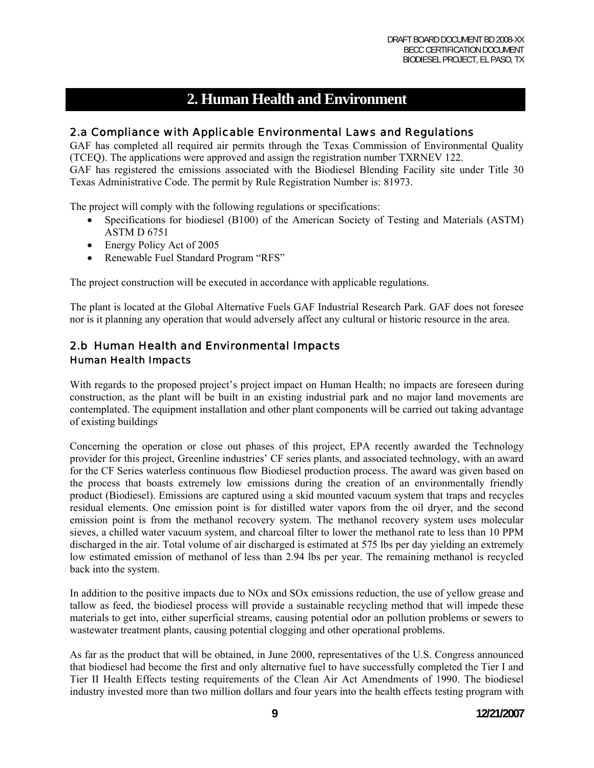# 2. Human Health and Environment

## 2.a Compliance with Applicable Environmental Laws and Regulations

GAF has completed all required air permits through the Texas Commission of Environmental Quality (TCEQ). The applications were approved and assign the registration number TXRNEV 122.
GAF has registered the emissions associated with the Biodiesel Blending Facility site under Title 30 Texas Administrative Code. The permit by Rule Registration Number is: 81973.

The project will comply with the following regulations or specifications:

- Specifications for biodiesel (B100) of the American Society of Testing and Materials (ASTM) ASTM D 6751
- Energy Policy Act of 2005
- Renewable Fuel Standard Program "RFS"

The project construction will be executed in accordance with applicable regulations.

The plant is located at the Global Alternative Fuels GAF Industrial Research Park. GAF does not foresee nor is it planning any operation that would adversely affect any cultural or historic resource in the area.

## 2.b Human Health and Environmental Impacts

### Human Health Impacts

With regards to the proposed project's project impact on Human Health; no impacts are foreseen during construction, as the plant will be built in an existing industrial park and no major land movements are contemplated. The equipment installation and other plant components will be carried out taking advantage of existing buildings

Concerning the operation or close out phases of this project, EPA recently awarded the Technology provider for this project, Greenline industries' CF series plants, and associated technology, with an award for the CF Series waterless continuous flow Biodiesel production process. The award was given based on the process that boasts extremely low emissions during the creation of an environmentally friendly product (Biodiesel). Emissions are captured using a skid mounted vacuum system that traps and recycles residual elements. One emission point is for distilled water vapors from the oil dryer, and the second emission point is from the methanol recovery system. The methanol recovery system uses molecular sieves, a chilled water vacuum system, and charcoal filter to lower the methanol rate to less than 10 PPM discharged in the air. Total volume of air discharged is estimated at 575 lbs per day yielding an extremely low estimated emission of methanol of less than 2.94 lbs per year. The remaining methanol is recycled back into the system.

In addition to the positive impacts due to NOx and SOx emissions reduction, the use of yellow grease and tallow as feed, the biodiesel process will provide a sustainable recycling method that will impede these materials to get into, either superficial streams, causing potential odor an pollution problems or sewers to wastewater treatment plants, causing potential clogging and other operational problems.

As far as the product that will be obtained, in June 2000, representatives of the U.S. Congress announced that biodiesel had become the first and only alternative fuel to have successfully completed the Tier I and Tier II Health Effects testing requirements of the Clean Air Act Amendments of 1990. The biodiesel industry invested more than two million dollars and four years into the health effects testing program with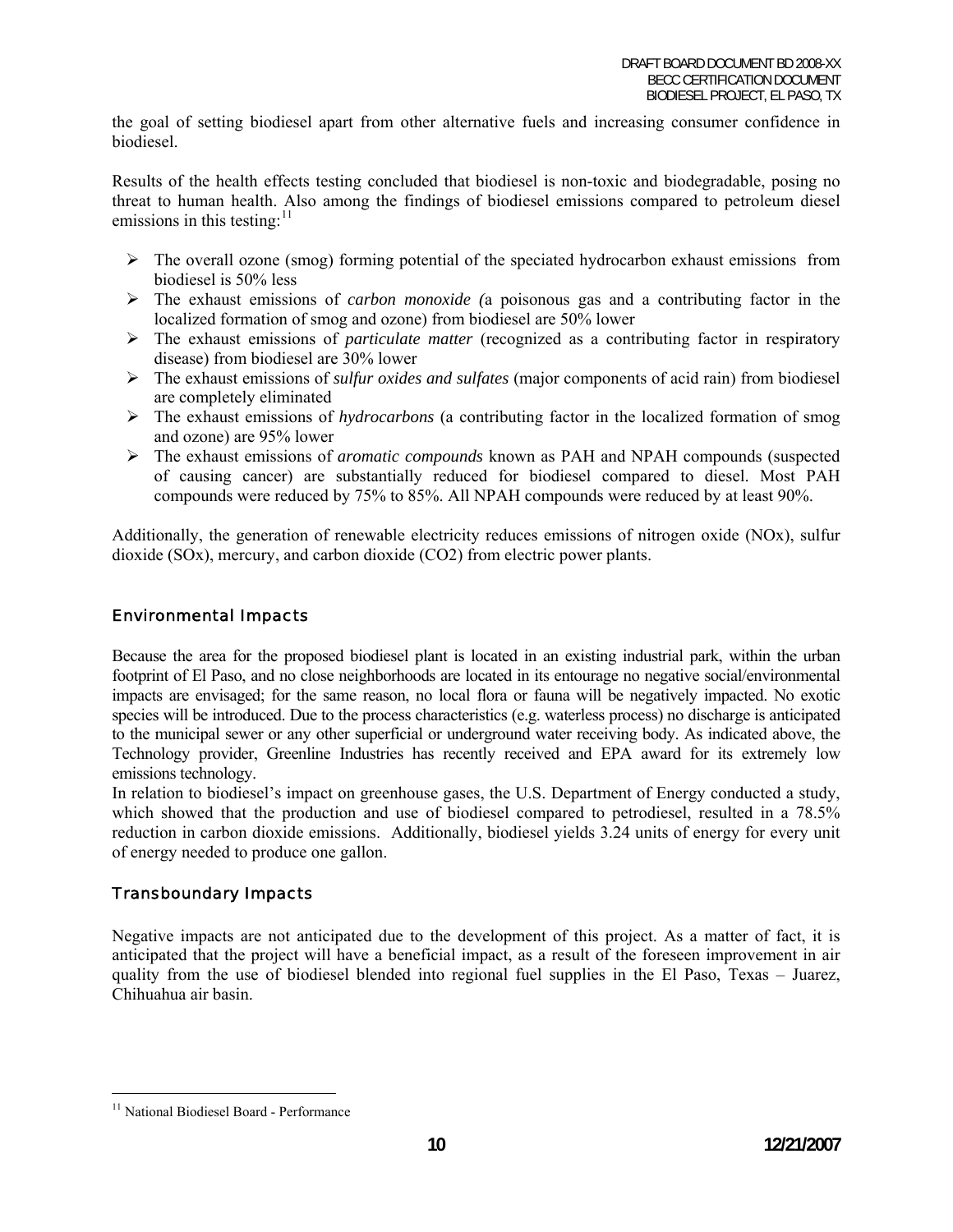the goal of setting biodiesel apart from other alternative fuels and increasing consumer confidence in biodiesel.

Results of the health effects testing concluded that biodiesel is non-toxic and biodegradable, posing no threat to human health. Also among the findings of biodiesel emissions compared to petroleum diesel emissions in this testing:[11]

- The overall ozone (smog) forming potential of the speciated hydrocarbon exhaust emissions from biodiesel is 50% less
- The exhaust emissions of *carbon monoxide (*a poisonous gas and a contributing factor in the localized formation of smog and ozone) from biodiesel are 50% lower
- The exhaust emissions of *particulate matter* (recognized as a contributing factor in respiratory disease) from biodiesel are 30% lower
- The exhaust emissions of *sulfur oxides and sulfates* (major components of acid rain) from biodiesel are completely eliminated
- The exhaust emissions of *hydrocarbons* (a contributing factor in the localized formation of smog and ozone) are 95% lower
- The exhaust emissions of *aromatic compounds* known as PAH and NPAH compounds (suspected of causing cancer) are substantially reduced for biodiesel compared to diesel. Most PAH compounds were reduced by 75% to 85%. All NPAH compounds were reduced by at least 90%.

Additionally, the generation of renewable electricity reduces emissions of nitrogen oxide (NOx), sulfur dioxide (SOx), mercury, and carbon dioxide ($CO_2$) from electric power plants.

## Environmental Impacts

Because the area for the proposed biodiesel plant is located in an existing industrial park, within the urban footprint of El Paso, and no close neighborhoods are located in its entourage no negative social/environmental impacts are envisaged; for the same reason, no local flora or fauna will be negatively impacted. No exotic species will be introduced. Due to the process characteristics (e.g. waterless process) no discharge is anticipated to the municipal sewer or any other superficial or underground water receiving body. As indicated above, the Technology provider, Greenline Industries has recently received and EPA award for its extremely low emissions technology.

In relation to biodiesel's impact on greenhouse gases, the U.S. Department of Energy conducted a study, which showed that the production and use of biodiesel compared to petrodiesel, resulted in a 78.5% reduction in carbon dioxide emissions. Additionally, biodiesel yields 3.24 units of energy for every unit of energy needed to produce one gallon.

## Transboundary Impacts

Negative impacts are not anticipated due to the development of this project. As a matter of fact, it is anticipated that the project will have a beneficial impact, as a result of the foreseen improvement in air quality from the use of biodiesel blended into regional fuel supplies in the El Paso, Texas – Juarez, Chihuahua air basin.

---

[11] National Biodiesel Board - Performance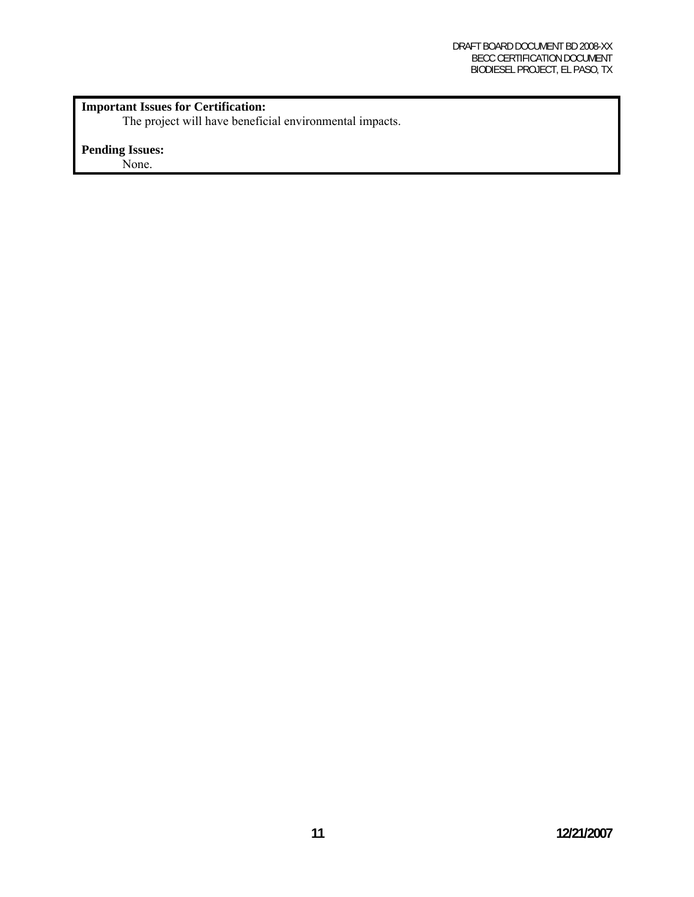**Important Issues for Certification:**

The project will have beneficial environmental impacts.

**Pending Issues:**

None.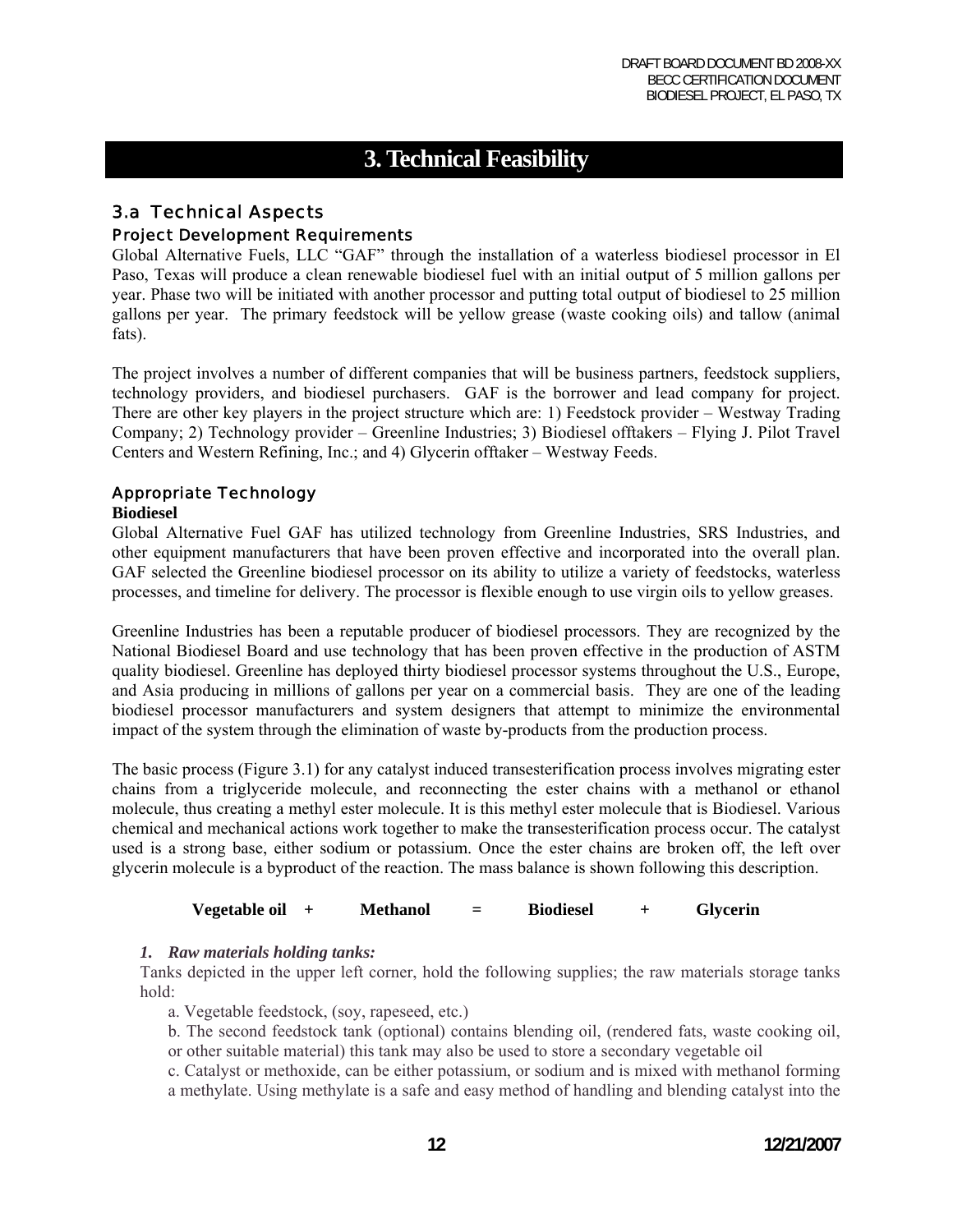# 3. Technical Feasibility

## 3.a Technical Aspects

### Project Development Requirements

Global Alternative Fuels, LLC "GAF" through the installation of a waterless biodiesel processor in El Paso, Texas will produce a clean renewable biodiesel fuel with an initial output of 5 million gallons per year. Phase two will be initiated with another processor and putting total output of biodiesel to 25 million gallons per year. The primary feedstock will be yellow grease (waste cooking oils) and tallow (animal fats).

The project involves a number of different companies that will be business partners, feedstock suppliers, technology providers, and biodiesel purchasers. GAF is the borrower and lead company for project. There are other key players in the project structure which are: 1) Feedstock provider – Westway Trading Company; 2) Technology provider – Greenline Industries; 3) Biodiesel offtakers – Flying J. Pilot Travel Centers and Western Refining, Inc.; and 4) Glycerin offtaker – Westway Feeds.

### Appropriate Technology

**Biodiesel**

Global Alternative Fuel GAF has utilized technology from Greenline Industries, SRS Industries, and other equipment manufacturers that have been proven effective and incorporated into the overall plan. GAF selected the Greenline biodiesel processor on its ability to utilize a variety of feedstocks, waterless processes, and timeline for delivery. The processor is flexible enough to use virgin oils to yellow greases.

Greenline Industries has been a reputable producer of biodiesel processors. They are recognized by the National Biodiesel Board and use technology that has been proven effective in the production of ASTM quality biodiesel. Greenline has deployed thirty biodiesel processor systems throughout the U.S., Europe, and Asia producing in millions of gallons per year on a commercial basis. They are one of the leading biodiesel processor manufacturers and system designers that attempt to minimize the environmental impact of the system through the elimination of waste by-products from the production process.

The basic process (Figure 3.1) for any catalyst induced transesterification process involves migrating ester chains from a triglyceride molecule, and reconnecting the ester chains with a methanol or ethanol molecule, thus creating a methyl ester molecule. It is this methyl ester molecule that is Biodiesel. Various chemical and mechanical actions work together to make the transesterification process occur. The catalyst used is a strong base, either sodium or potassium. Once the ester chains are broken off, the left over glycerin molecule is a byproduct of the reaction. The mass balance is shown following this description.

**Vegetable oil + Methanol = Biodiesel + Glycerin**

1. ***Raw materials holding tanks:***

   Tanks depicted in the upper left corner, hold the following supplies; the raw materials storage tanks hold:

   a. Vegetable feedstock, (soy, rapeseed, etc.)

   b. The second feedstock tank (optional) contains blending oil, (rendered fats, waste cooking oil, or other suitable material) this tank may also be used to store a secondary vegetable oil

   c. Catalyst or methoxide, can be either potassium, or sodium and is mixed with methanol forming a methylate. Using methylate is a safe and easy method of handling and blending catalyst into the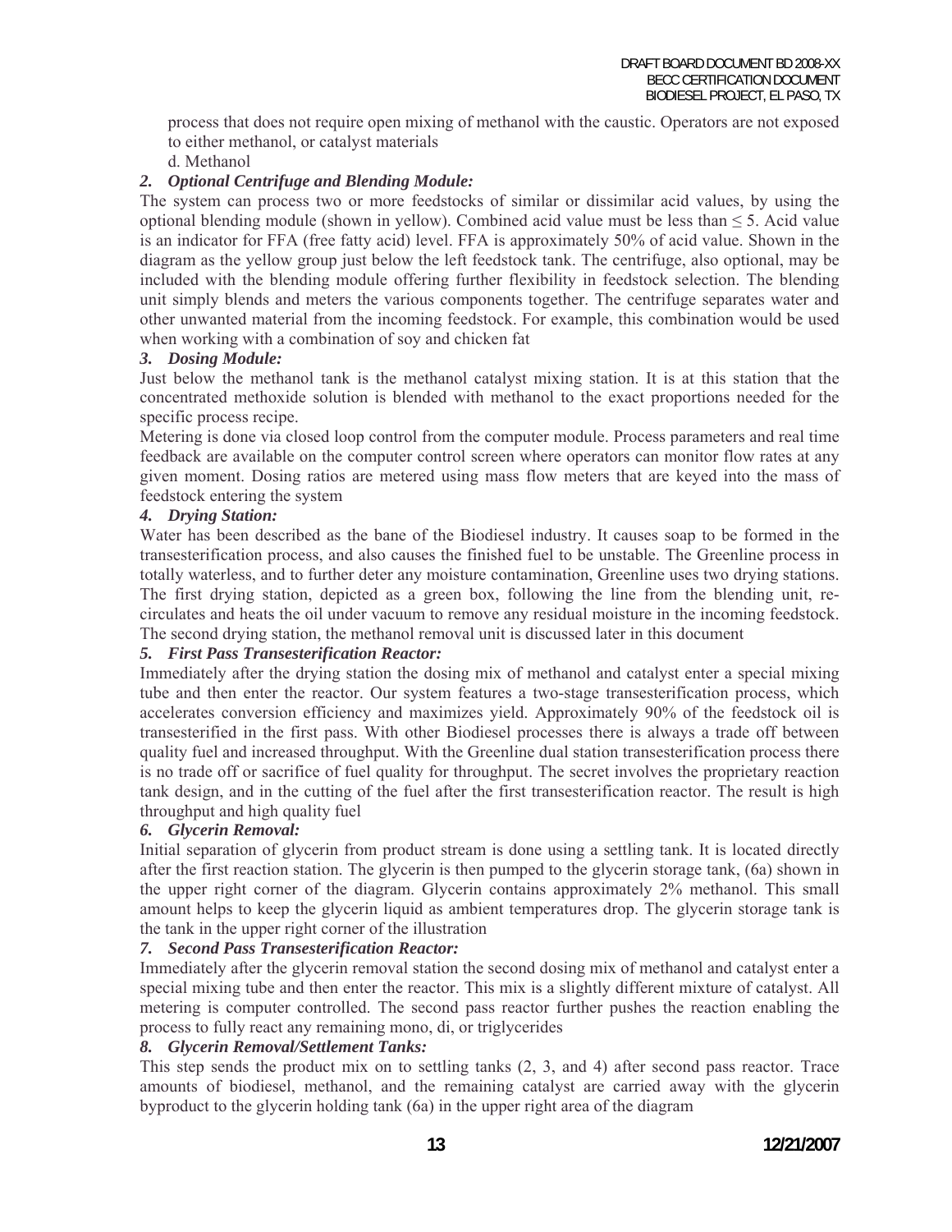process that does not require open mixing of methanol with the caustic. Operators are not exposed to either methanol, or catalyst materials

d. Methanol

### *2. Optional Centrifuge and Blending Module:*

The system can process two or more feedstocks of similar or dissimilar acid values, by using the optional blending module (shown in yellow). Combined acid value must be less than ≤ 5. Acid value is an indicator for FFA (free fatty acid) level. FFA is approximately 50% of acid value. Shown in the diagram as the yellow group just below the left feedstock tank. The centrifuge, also optional, may be included with the blending module offering further flexibility in feedstock selection. The blending unit simply blends and meters the various components together. The centrifuge separates water and other unwanted material from the incoming feedstock. For example, this combination would be used when working with a combination of soy and chicken fat

### *3. Dosing Module:*

Just below the methanol tank is the methanol catalyst mixing station. It is at this station that the concentrated methoxide solution is blended with methanol to the exact proportions needed for the specific process recipe.

Metering is done via closed loop control from the computer module. Process parameters and real time feedback are available on the computer control screen where operators can monitor flow rates at any given moment. Dosing ratios are metered using mass flow meters that are keyed into the mass of feedstock entering the system

### *4. Drying Station:*

Water has been described as the bane of the Biodiesel industry. It causes soap to be formed in the transesterification process, and also causes the finished fuel to be unstable. The Greenline process in totally waterless, and to further deter any moisture contamination, Greenline uses two drying stations. The first drying station, depicted as a green box, following the line from the blending unit, re-circulates and heats the oil under vacuum to remove any residual moisture in the incoming feedstock. The second drying station, the methanol removal unit is discussed later in this document

### *5. First Pass Transesterification Reactor:*

Immediately after the drying station the dosing mix of methanol and catalyst enter a special mixing tube and then enter the reactor. Our system features a two-stage transesterification process, which accelerates conversion efficiency and maximizes yield. Approximately 90% of the feedstock oil is transesterified in the first pass. With other Biodiesel processes there is always a trade off between quality fuel and increased throughput. With the Greenline dual station transesterification process there is no trade off or sacrifice of fuel quality for throughput. The secret involves the proprietary reaction tank design, and in the cutting of the fuel after the first transesterification reactor. The result is high throughput and high quality fuel

### *6. Glycerin Removal:*

Initial separation of glycerin from product stream is done using a settling tank. It is located directly after the first reaction station. The glycerin is then pumped to the glycerin storage tank, (6a) shown in the upper right corner of the diagram. Glycerin contains approximately 2% methanol. This small amount helps to keep the glycerin liquid as ambient temperatures drop. The glycerin storage tank is the tank in the upper right corner of the illustration

### *7. Second Pass Transesterification Reactor:*

Immediately after the glycerin removal station the second dosing mix of methanol and catalyst enter a special mixing tube and then enter the reactor. This mix is a slightly different mixture of catalyst. All metering is computer controlled. The second pass reactor further pushes the reaction enabling the process to fully react any remaining mono, di, or triglycerides

### *8. Glycerin Removal/Settlement Tanks:*

This step sends the product mix on to settling tanks (2, 3, and 4) after second pass reactor. Trace amounts of biodiesel, methanol, and the remaining catalyst are carried away with the glycerin byproduct to the glycerin holding tank (6a) in the upper right area of the diagram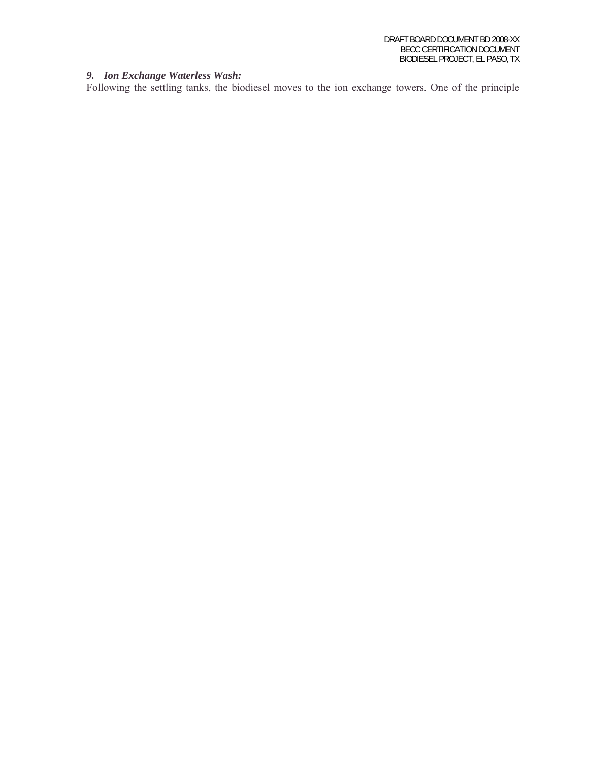### *9. Ion Exchange Waterless Wash:*

Following the settling tanks, the biodiesel moves to the ion exchange towers. One of the principle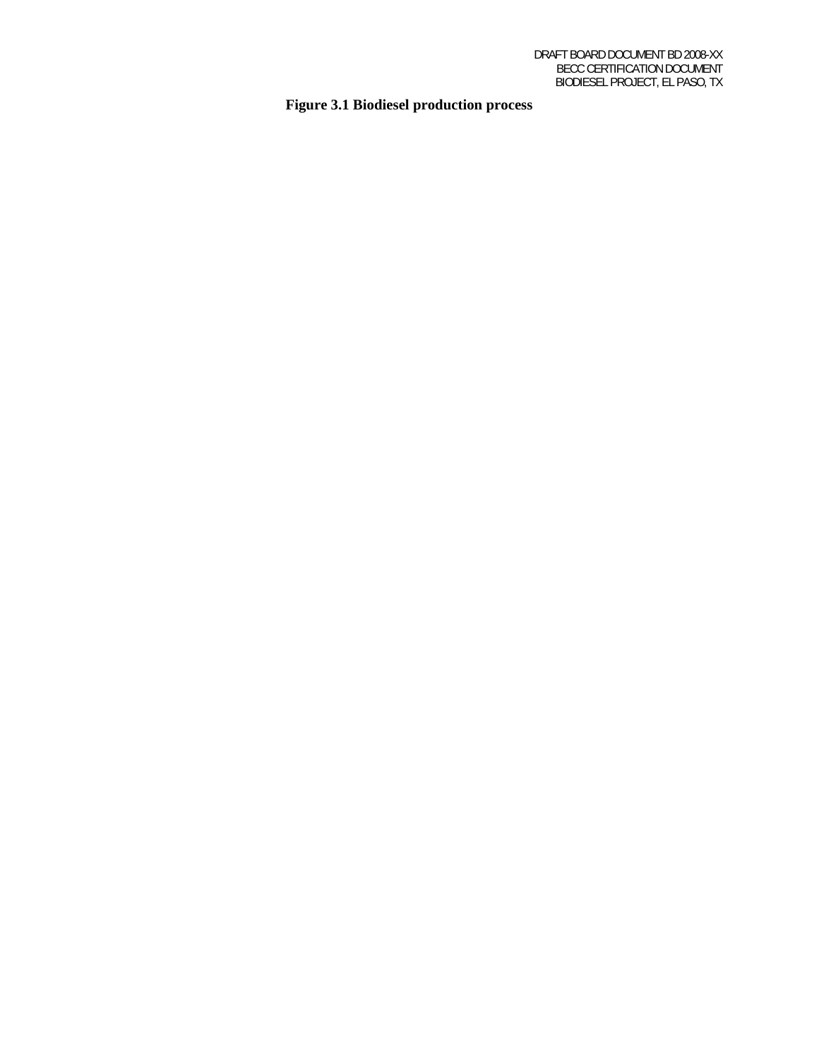**Figure 3.1 Biodiesel production process**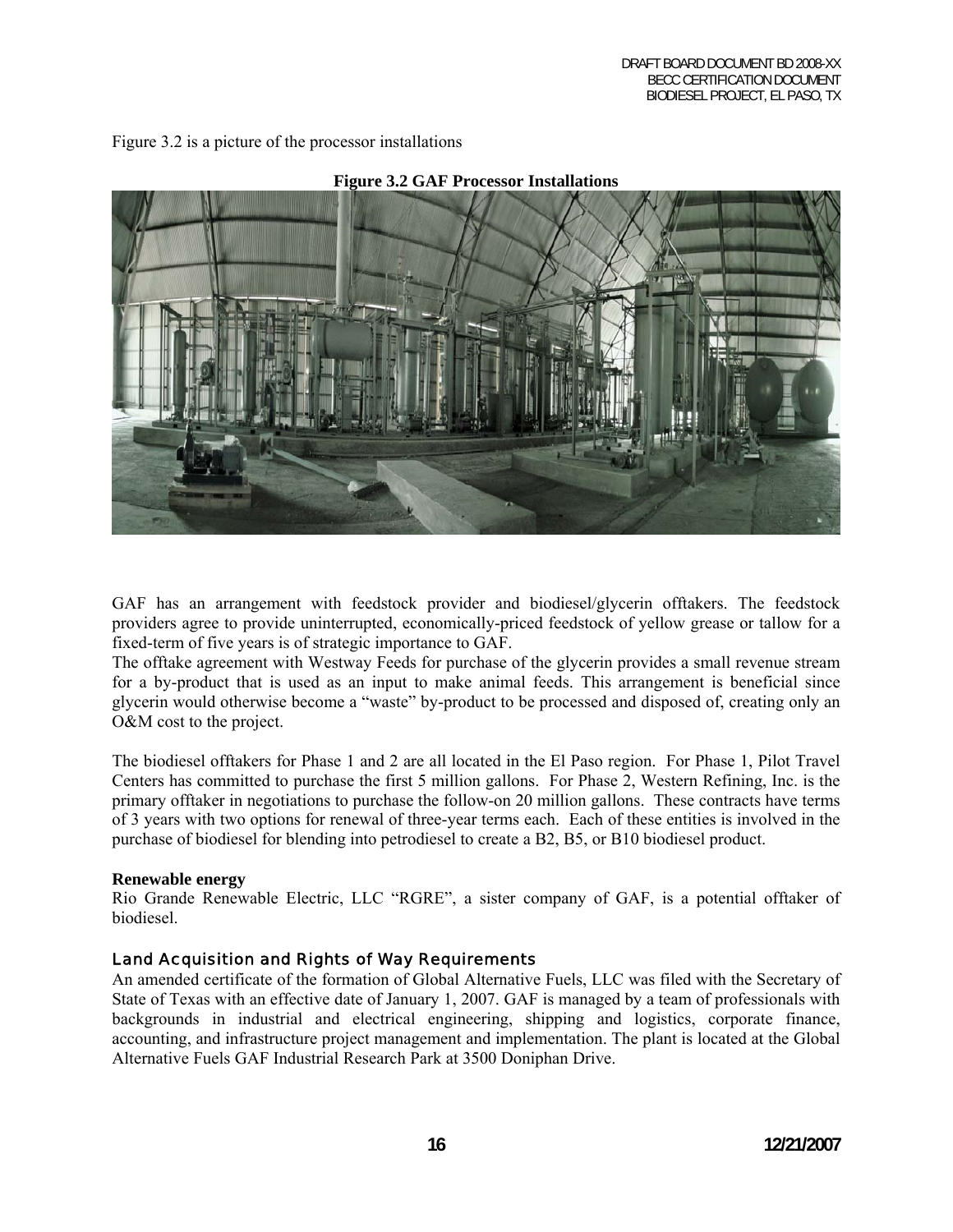Figure 3.2 is a picture of the processor installations

**Figure 3.2 GAF Processor Installations**

GAF has an arrangement with feedstock provider and biodiesel/glycerin offtakers. The feedstock providers agree to provide uninterrupted, economically-priced feedstock of yellow grease or tallow for a fixed-term of five years is of strategic importance to GAF.
The offtake agreement with Westway Feeds for purchase of the glycerin provides a small revenue stream for a by-product that is used as an input to make animal feeds. This arrangement is beneficial since glycerin would otherwise become a "waste" by-product to be processed and disposed of, creating only an O&M cost to the project.

The biodiesel offtakers for Phase 1 and 2 are all located in the El Paso region. For Phase 1, Pilot Travel Centers has committed to purchase the first 5 million gallons. For Phase 2, Western Refining, Inc. is the primary offtaker in negotiations to purchase the follow-on 20 million gallons. These contracts have terms of 3 years with two options for renewal of three-year terms each. Each of these entities is involved in the purchase of biodiesel for blending into petrodiesel to create a B2, B5, or B10 biodiesel product.

**Renewable energy**
Rio Grande Renewable Electric, LLC "RGRE", a sister company of GAF, is a potential offtaker of biodiesel.

### Land Acquisition and Rights of Way Requirements

An amended certificate of the formation of Global Alternative Fuels, LLC was filed with the Secretary of State of Texas with an effective date of January 1, 2007. GAF is managed by a team of professionals with backgrounds in industrial and electrical engineering, shipping and logistics, corporate finance, accounting, and infrastructure project management and implementation. The plant is located at the Global Alternative Fuels GAF Industrial Research Park at 3500 Doniphan Drive.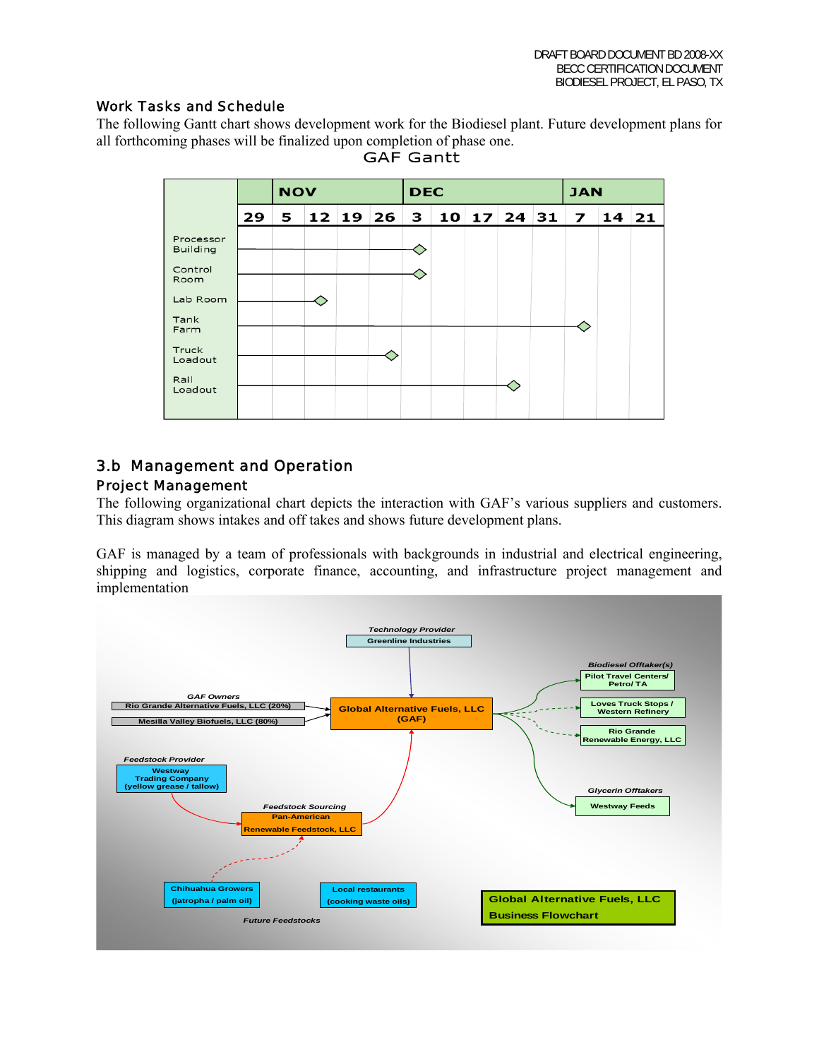## Work Tasks and Schedule

The following Gantt chart shows development work for the Biodiesel plant. Future development plans for all forthcoming phases will be finalized upon completion of phase one.

GAF Gantt

| | NOV | | | | | DEC | | | | | JAN | | |
|---|---|---|---|---|---|---|---|---|---|---|---|---|---|
| | 29 | 5 | 12 | 19 | 26 | 3 | 10 | 17 | 24 | 31 | 7 | 14 | 21 |
| Processor Building | | | | | | ◇ | | | | | | | |
| Control Room | | | | | | ◇ | | | | | | | |
| Lab Room | | | ◇ | | | | | | | | | | |
| Tank Farm | | | | | | | | | | | ◇ | | |
| Truck Loadout | | | | | ◇ | | | | | | | | |
| Rail Loadout | | | | | | | | | ◇ | | | | |

## 3.b Management and Operation

### Project Management

The following organizational chart depicts the interaction with GAF's various suppliers and customers. This diagram shows intakes and off takes and shows future development plans.

GAF is managed by a team of professionals with backgrounds in industrial and electrical engineering, shipping and logistics, corporate finance, accounting, and infrastructure project management and implementation

*Technology Provider*
Greenline Industries

*GAF Owners*
Rio Grande Alternative Fuels, LLC (20%)
Mesilla Valley Biofuels, LLC (80%)

Global Alternative Fuels, LLC (GAF)

*Biodiesel Offtaker(s)*
Pilot Travel Centers/ Petro/ TA
Loves Truck Stops / Western Refinery
Rio Grande Renewable Energy, LLC

*Glycerin Offtakers*
Westway Feeds

*Feedstock Provider*
Westway Trading Company (yellow grease / tallow)

*Feedstock Sourcing*
Pan-American Renewable Feedstock, LLC

Chihuahua Growers (jatropha / palm oil)
Local restaurants (cooking waste oils)

*Future Feedstocks*

**Global Alternative Fuels, LLC Business Flowchart**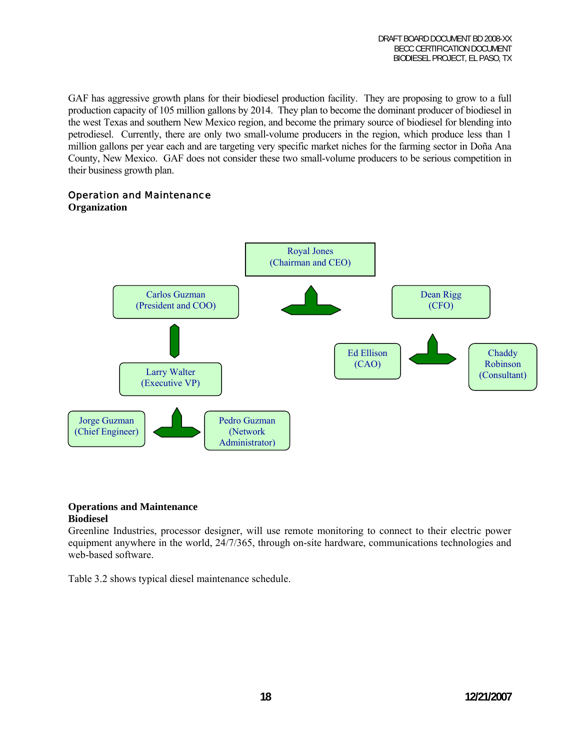GAF has aggressive growth plans for their biodiesel production facility. They are proposing to grow to a full production capacity of 105 million gallons by 2014. They plan to become the dominant producer of biodiesel in the west Texas and southern New Mexico region, and become the primary source of biodiesel for blending into petrodiesel. Currently, there are only two small-volume producers in the region, which produce less than 1 million gallons per year each and are targeting very specific market niches for the farming sector in Doña Ana County, New Mexico. GAF does not consider these two small-volume producers to be serious competition in their business growth plan.

### Operation and Maintenance

**Organization**

Royal Jones (Chairman and CEO)

Carlos Guzman (President and COO)

Dean Rigg (CFO)

Larry Walter (Executive VP)

Ed Ellison (CAO)

Chaddy Robinson (Consultant)

Jorge Guzman (Chief Engineer)

Pedro Guzman (Network Administrator)

**Operations and Maintenance**

**Biodiesel**

Greenline Industries, processor designer, will use remote monitoring to connect to their electric power equipment anywhere in the world, 24/7/365, through on-site hardware, communications technologies and web-based software.

Table 3.2 shows typical diesel maintenance schedule.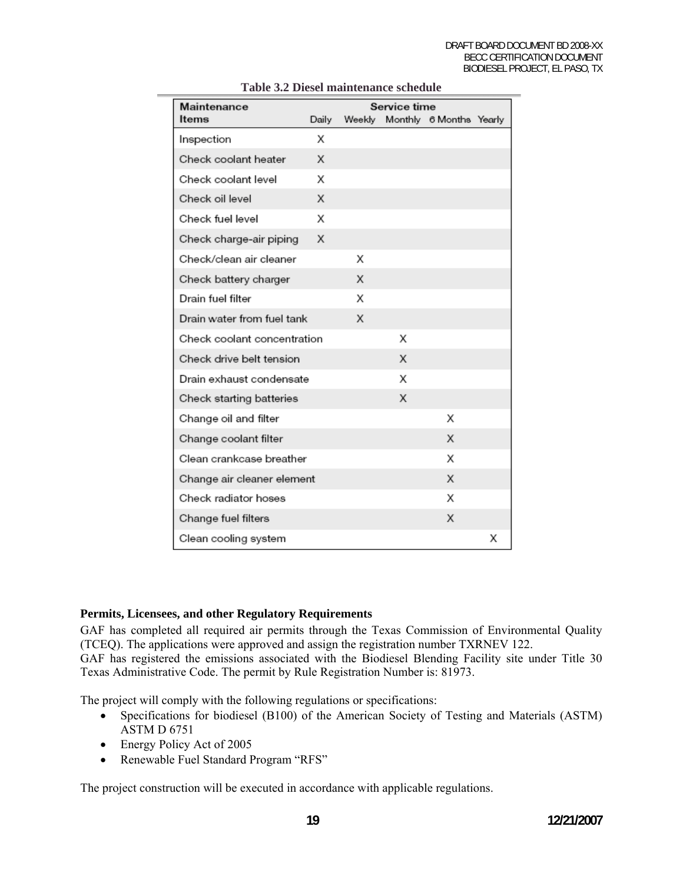**Table 3.2 Diesel maintenance schedule**

| Maintenance Items | Service time | | | | |
|---|---|---|---|---|---|
| | Daily | Weekly | Monthly | 6 Months | Yearly |
| Inspection | X | | | | |
| Check coolant heater | X | | | | |
| Check coolant level | X | | | | |
| Check oil level | X | | | | |
| Check fuel level | X | | | | |
| Check charge-air piping | X | | | | |
| Check/clean air cleaner | | X | | | |
| Check battery charger | | X | | | |
| Drain fuel filter | | X | | | |
| Drain water from fuel tank | | X | | | |
| Check coolant concentration | | | X | | |
| Check drive belt tension | | | X | | |
| Drain exhaust condensate | | | X | | |
| Check starting batteries | | | X | | |
| Change oil and filter | | | | X | |
| Change coolant filter | | | | X | |
| Clean crankcase breather | | | | X | |
| Change air cleaner element | | | | X | |
| Check radiator hoses | | | | X | |
| Change fuel filters | | | | X | |
| Clean cooling system | | | | | X |

**Permits, Licensees, and other Regulatory Requirements**

GAF has completed all required air permits through the Texas Commission of Environmental Quality (TCEQ). The applications were approved and assign the registration number TXRNEV 122.
GAF has registered the emissions associated with the Biodiesel Blending Facility site under Title 30 Texas Administrative Code. The permit by Rule Registration Number is: 81973.

The project will comply with the following regulations or specifications:

- Specifications for biodiesel (B100) of the American Society of Testing and Materials (ASTM) ASTM D 6751
- Energy Policy Act of 2005
- Renewable Fuel Standard Program "RFS"

The project construction will be executed in accordance with applicable regulations.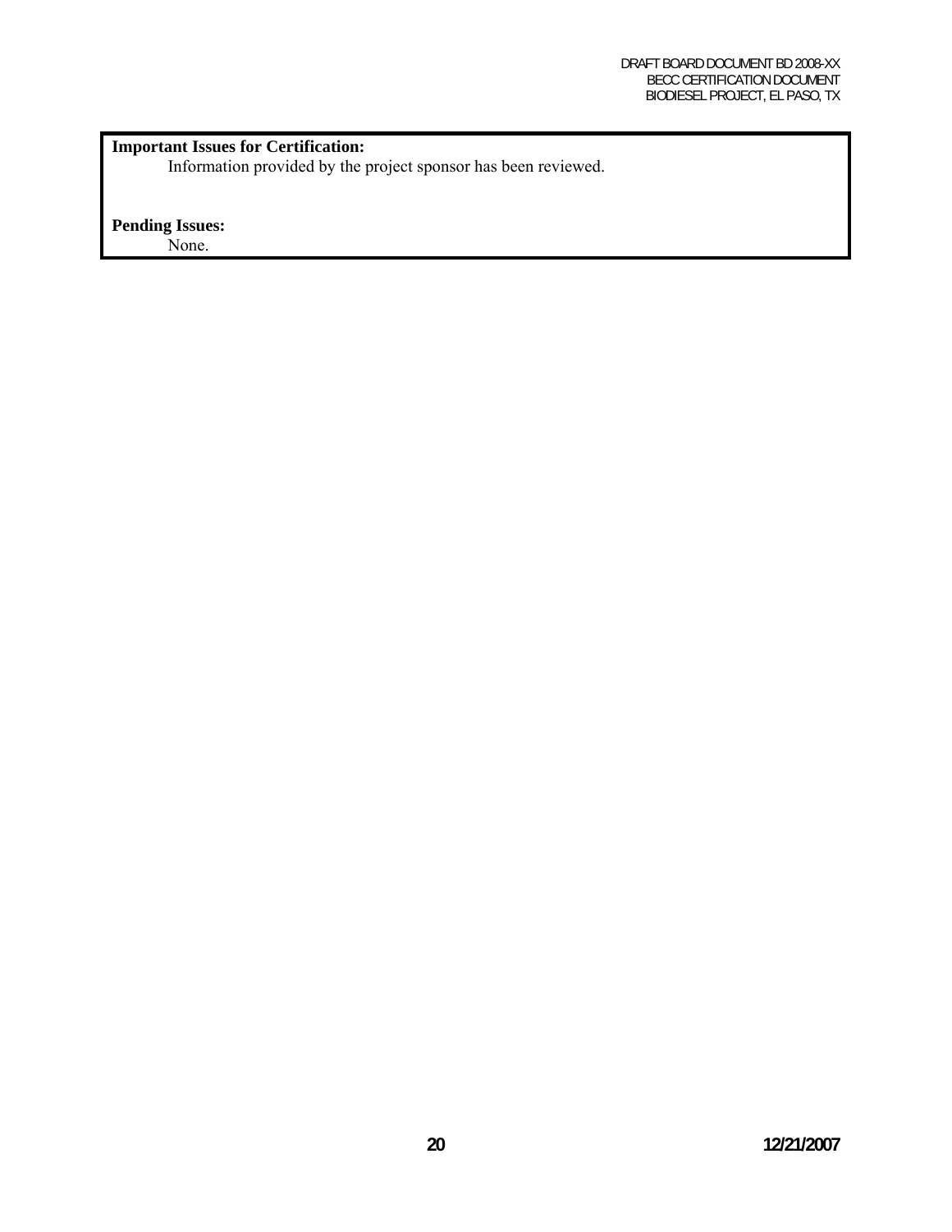**Important Issues for Certification:**

Information provided by the project sponsor has been reviewed.

**Pending Issues:**

None.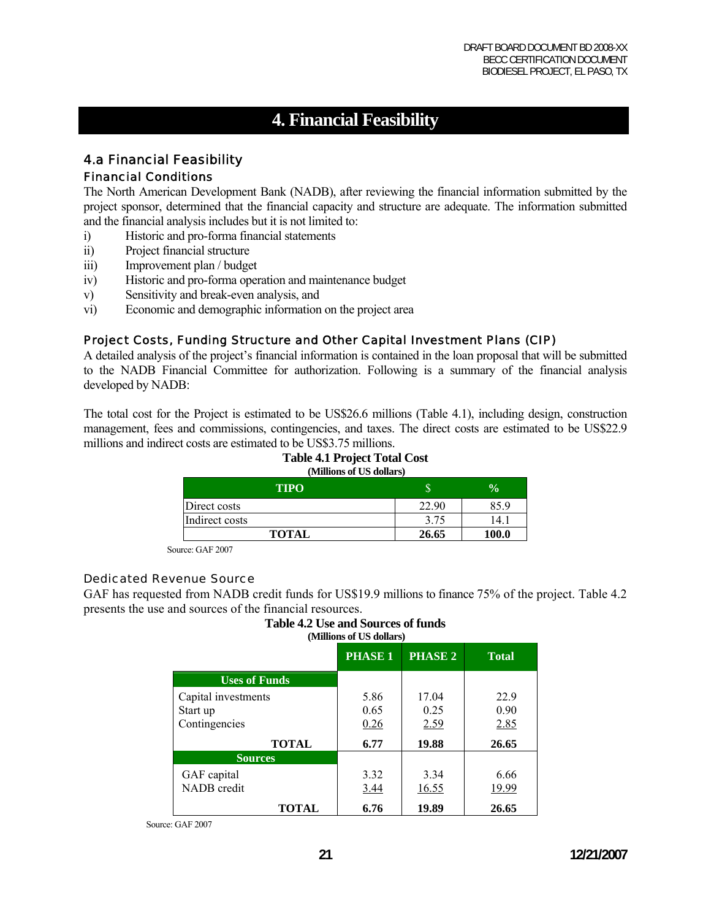# 4. Financial Feasibility

## 4.a Financial Feasibility

### Financial Conditions

The North American Development Bank (NADB), after reviewing the financial information submitted by the project sponsor, determined that the financial capacity and structure are adequate. The information submitted and the financial analysis includes but it is not limited to:

i) Historic and pro-forma financial statements
ii) Project financial structure
iii) Improvement plan / budget
iv) Historic and pro-forma operation and maintenance budget
v) Sensitivity and break-even analysis, and
vi) Economic and demographic information on the project area

### Project Costs, Funding Structure and Other Capital Investment Plans (CIP)

A detailed analysis of the project's financial information is contained in the loan proposal that will be submitted to the NADB Financial Committee for authorization. Following is a summary of the financial analysis developed by NADB:

The total cost for the Project is estimated to be US$26.6 millions (Table 4.1), including design, construction management, fees and commissions, contingencies, and taxes. The direct costs are estimated to be US$22.9 millions and indirect costs are estimated to be US$3.75 millions.

**Table 4.1 Project Total Cost**
**(Millions of US dollars)**

| TIPO | $ | % |
|---|---|---|
| Direct costs | 22.90 | 85.9 |
| Indirect costs | 3.75 | 14.1 |
| **TOTAL** | **26.65** | **100.0** |

Source: GAF 2007

### Dedicated Revenue Source

GAF has requested from NADB credit funds for US$19.9 millions to finance 75% of the project. Table 4.2 presents the use and sources of the financial resources.

**Table 4.2 Use and Sources of funds**
**(Millions of US dollars)**

| | PHASE 1 | PHASE 2 | Total |
|---|---|---|---|
| **Uses of Funds** | | | |
| Capital investments | 5.86 | 17.04 | 22.9 |
| Start up | 0.65 | 0.25 | 0.90 |
| Contingencies | 0.26 | 2.59 | 2.85 |
| **TOTAL** | **6.77** | **19.88** | **26.65** |
| **Sources** | | | |
| GAF capital | 3.32 | 3.34 | 6.66 |
| NADB credit | 3.44 | 16.55 | 19.99 |
| **TOTAL** | **6.76** | **19.89** | **26.65** |

Source: GAF 2007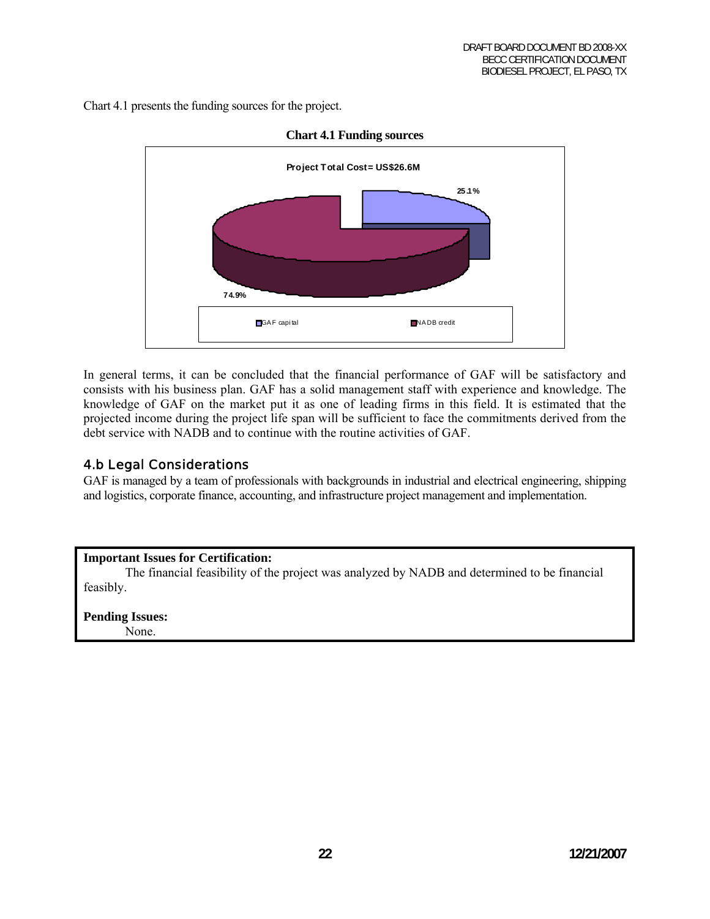Chart 4.1 presents the funding sources for the project.

**Chart 4.1 Funding sources**

Project Total Cost= US$26.6M

25.1%

74.9%

GAF capital

NADB credit

In general terms, it can be concluded that the financial performance of GAF will be satisfactory and consists with his business plan. GAF has a solid management staff with experience and knowledge. The knowledge of GAF on the market put it as one of leading firms in this field. It is estimated that the projected income during the project life span will be sufficient to face the commitments derived from the debt service with NADB and to continue with the routine activities of GAF.

## 4.b Legal Considerations

GAF is managed by a team of professionals with backgrounds in industrial and electrical engineering, shipping and logistics, corporate finance, accounting, and infrastructure project management and implementation.

**Important Issues for Certification:**

The financial feasibility of the project was analyzed by NADB and determined to be financial feasibly.

**Pending Issues:**

None.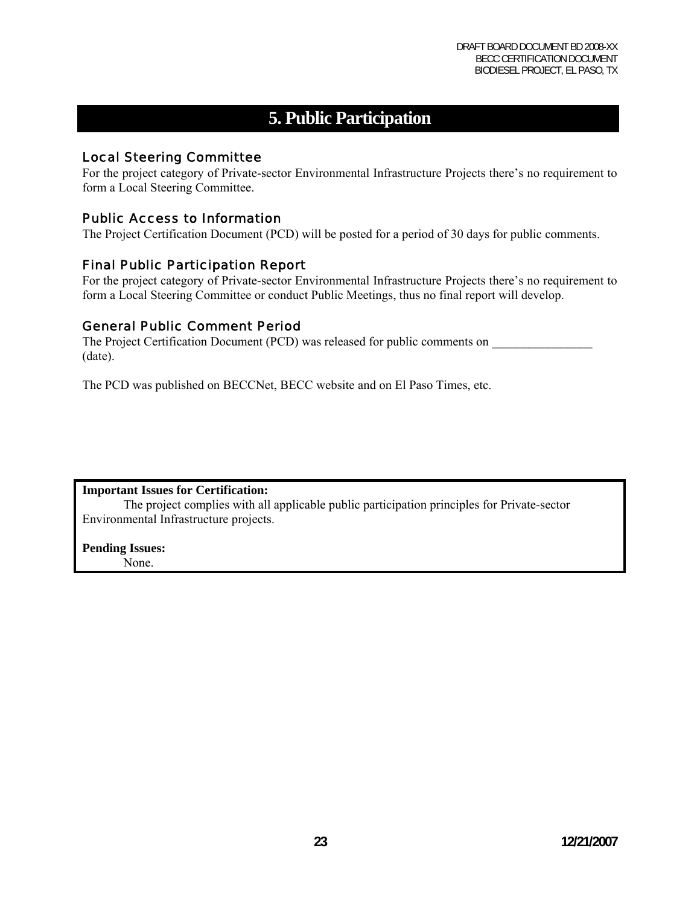# 5. Public Participation

### Local Steering Committee

For the project category of Private-sector Environmental Infrastructure Projects there's no requirement to form a Local Steering Committee.

### Public Access to Information

The Project Certification Document (PCD) will be posted for a period of 30 days for public comments.

### Final Public Participation Report

For the project category of Private-sector Environmental Infrastructure Projects there's no requirement to form a Local Steering Committee or conduct Public Meetings, thus no final report will develop.

### General Public Comment Period

The Project Certification Document (PCD) was released for public comments on ________________ (date).

The PCD was published on BECCNet, BECC website and on El Paso Times, etc.

**Important Issues for Certification:**

The project complies with all applicable public participation principles for Private-sector Environmental Infrastructure projects.

**Pending Issues:**

None.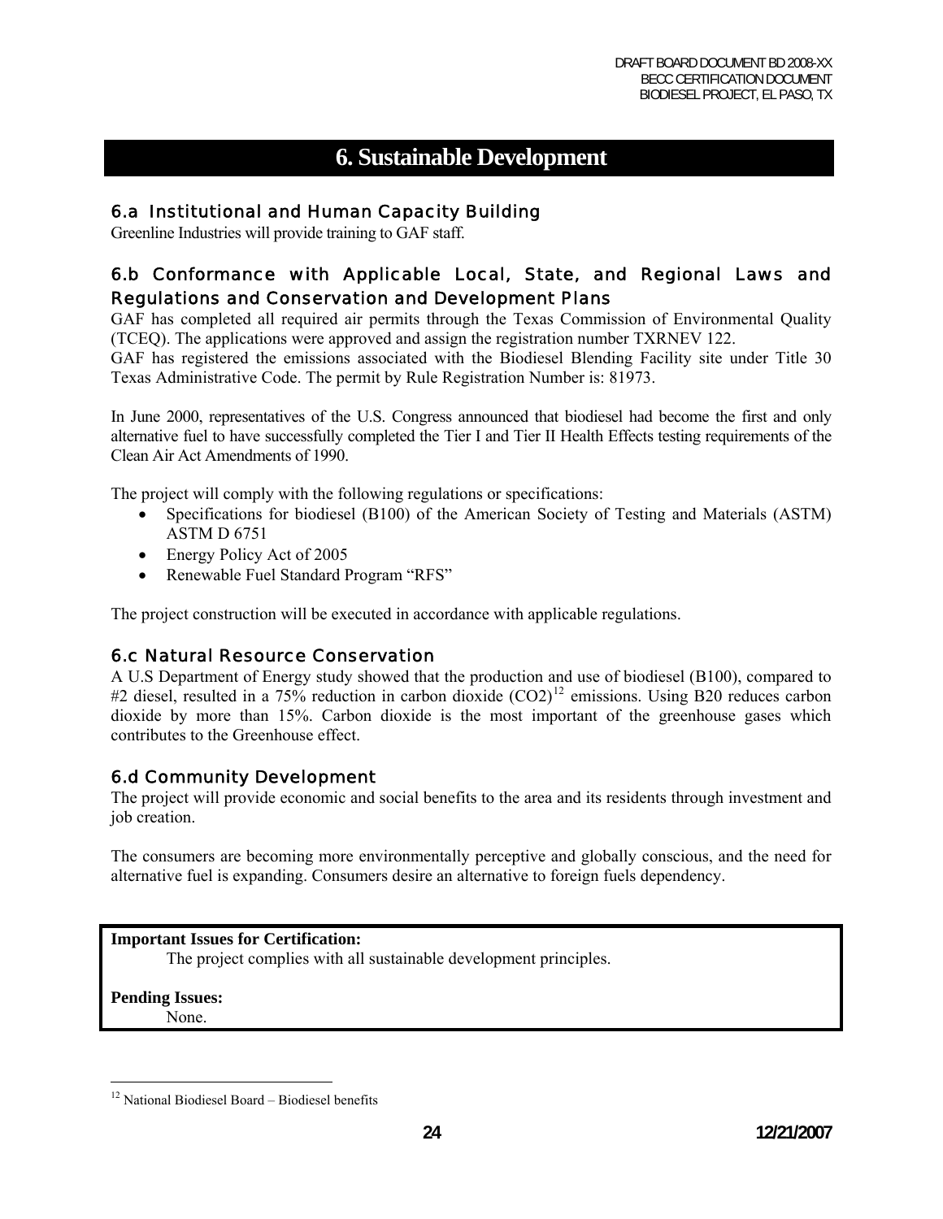# 6. Sustainable Development

## 6.a Institutional and Human Capacity Building

Greenline Industries will provide training to GAF staff.

## 6.b Conformance with Applicable Local, State, and Regional Laws and Regulations and Conservation and Development Plans

GAF has completed all required air permits through the Texas Commission of Environmental Quality (TCEQ). The applications were approved and assign the registration number TXRNEV 122.

GAF has registered the emissions associated with the Biodiesel Blending Facility site under Title 30 Texas Administrative Code. The permit by Rule Registration Number is: 81973.

In June 2000, representatives of the U.S. Congress announced that biodiesel had become the first and only alternative fuel to have successfully completed the Tier I and Tier II Health Effects testing requirements of the Clean Air Act Amendments of 1990.

The project will comply with the following regulations or specifications:

- Specifications for biodiesel (B100) of the American Society of Testing and Materials (ASTM) ASTM D 6751
- Energy Policy Act of 2005
- Renewable Fuel Standard Program "RFS"

The project construction will be executed in accordance with applicable regulations.

## 6.c Natural Resource Conservation

A U.S Department of Energy study showed that the production and use of biodiesel (B100), compared to #2 diesel, resulted in a 75% reduction in carbon dioxide ($CO_2$)[12] emissions. Using B20 reduces carbon dioxide by more than 15%. Carbon dioxide is the most important of the greenhouse gases which contributes to the Greenhouse effect.

## 6.d Community Development

The project will provide economic and social benefits to the area and its residents through investment and job creation.

The consumers are becoming more environmentally perceptive and globally conscious, and the need for alternative fuel is expanding. Consumers desire an alternative to foreign fuels dependency.

**Important Issues for Certification:**

The project complies with all sustainable development principles.

**Pending Issues:**

None.

[12] National Biodiesel Board – Biodiesel benefits